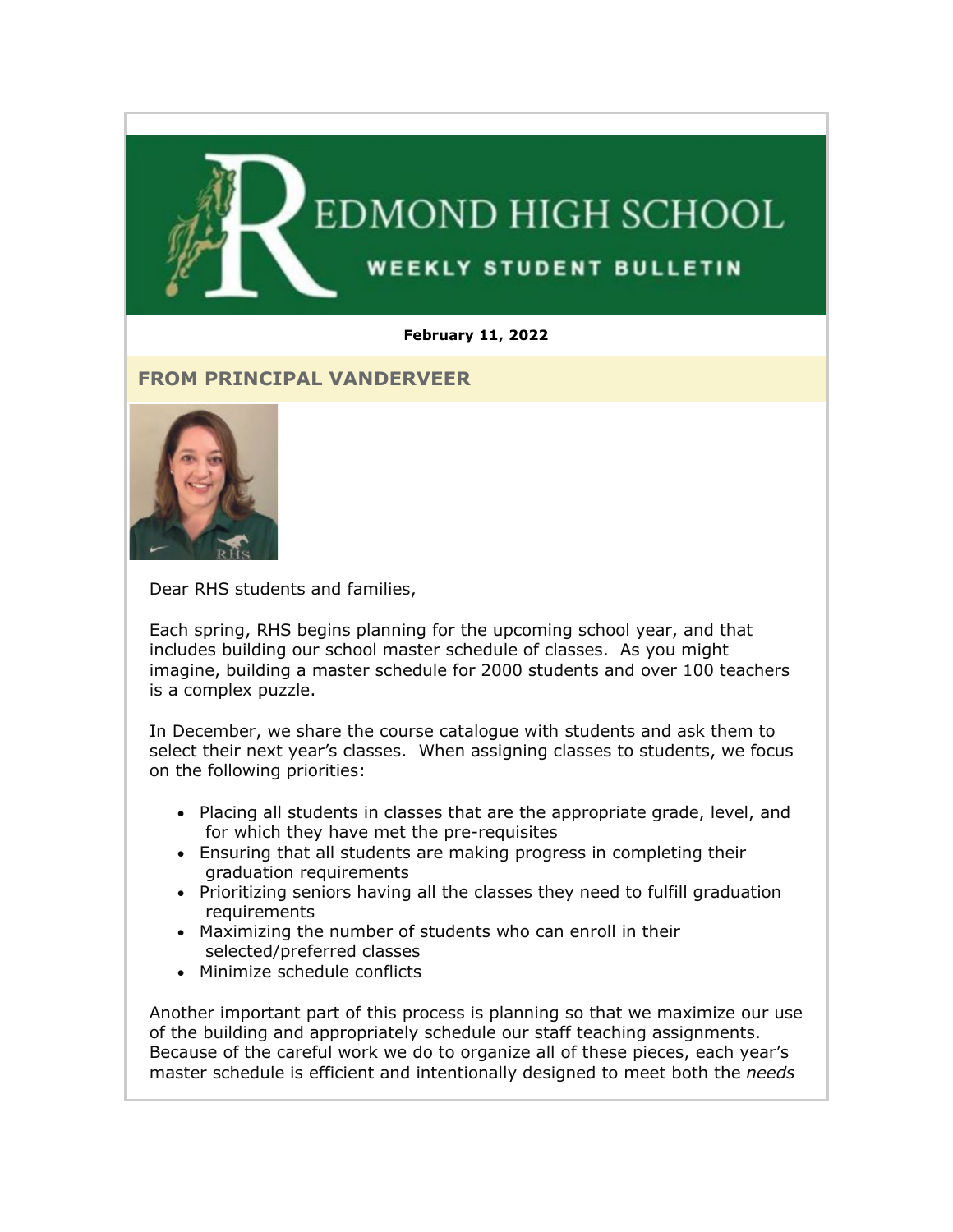# REDMOND HIGH SCHOOL

## WEEKLY STUDENT BULLETIN

**February 11, 2022**

## FROM PRINCIPAL VANDERVEER

Dear RHS students and families,

Each spring, RHS begins planning for the upcoming school year, and that includes building our school master schedule of classes. As you might imagine, building a master schedule for 2000 students and over 100 teachers is a complex puzzle.

In December, we share the course catalogue with students and ask them to select their next year's classes. When assigning classes to students, we focus on the following priorities:

- Placing all students in classes that are the appropriate grade, level, and for which they have met the pre-requisites
- Ensuring that all students are making progress in completing their graduation requirements
- Prioritizing seniors having all the classes they need to fulfill graduation requirements
- Maximizing the number of students who can enroll in their selected/preferred classes
- Minimize schedule conflicts

Another important part of this process is planning so that we maximize our use of the building and appropriately schedule our staff teaching assignments. Because of the careful work we do to organize all of these pieces, each year's master schedule is efficient and intentionally designed to meet both the *needs*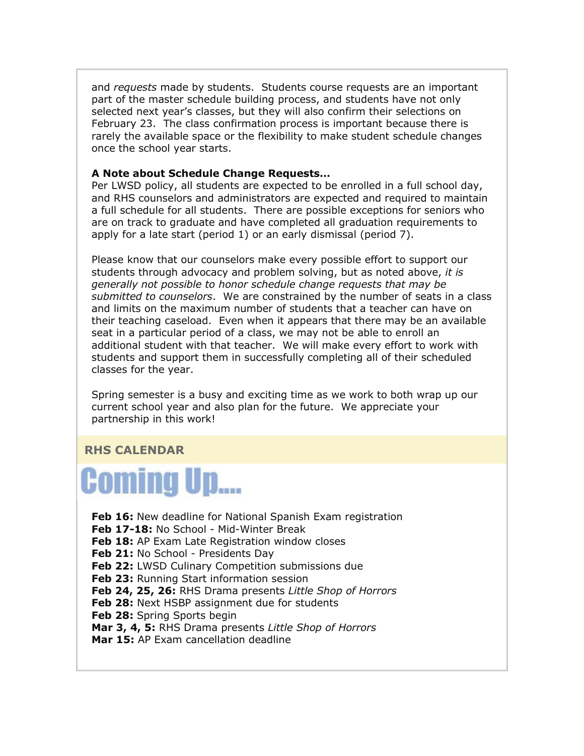and *requests* made by students. Students course requests are an important part of the master schedule building process, and students have not only selected next year's classes, but they will also confirm their selections on February 23. The class confirmation process is important because there is rarely the available space or the flexibility to make student schedule changes once the school year starts.

**A Note about Schedule Change Requests...**
Per LWSD policy, all students are expected to be enrolled in a full school day, and RHS counselors and administrators are expected and required to maintain a full schedule for all students. There are possible exceptions for seniors who are on track to graduate and have completed all graduation requirements to apply for a late start (period 1) or an early dismissal (period 7).

Please know that our counselors make every possible effort to support our students through advocacy and problem solving, but as noted above, *it is generally not possible to honor schedule change requests that may be submitted to counselors*. We are constrained by the number of seats in a class and limits on the maximum number of students that a teacher can have on their teaching caseload. Even when it appears that there may be an available seat in a particular period of a class, we may not be able to enroll an additional student with that teacher. We will make every effort to work with students and support them in successfully completing all of their scheduled classes for the year.

Spring semester is a busy and exciting time as we work to both wrap up our current school year and also plan for the future. We appreciate your partnership in this work!

## RHS CALENDAR

# Coming Up....

**Feb 16:** New deadline for National Spanish Exam registration
**Feb 17-18:** No School - Mid-Winter Break
**Feb 18:** AP Exam Late Registration window closes
**Feb 21:** No School - Presidents Day
**Feb 22:** LWSD Culinary Competition submissions due
**Feb 23:** Running Start information session
**Feb 24, 25, 26:** RHS Drama presents *Little Shop of Horrors*
**Feb 28:** Next HSBP assignment due for students
**Feb 28:** Spring Sports begin
**Mar 3, 4, 5:** RHS Drama presents *Little Shop of Horrors*
**Mar 15:** AP Exam cancellation deadline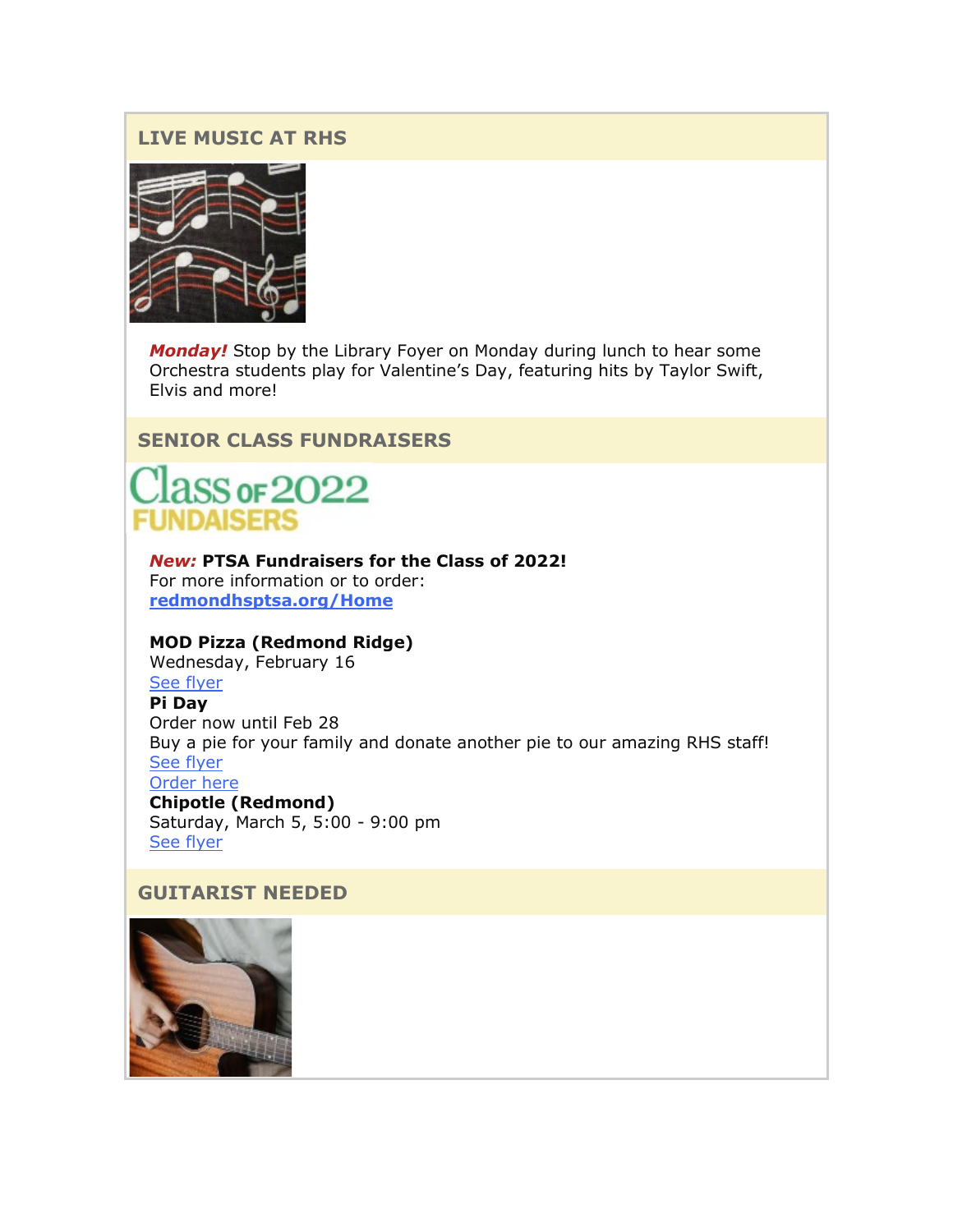## LIVE MUSIC AT RHS

***Monday!*** Stop by the Library Foyer on Monday during lunch to hear some Orchestra students play for Valentine's Day, featuring hits by Taylor Swift, Elvis and more!

## SENIOR CLASS FUNDRAISERS

Class of 2022 FUNDAISERS

***New:*** **PTSA Fundraisers for the Class of 2022!**
For more information or to order:
**redmondhsptsa.org/Home**

**MOD Pizza (Redmond Ridge)**
Wednesday, February 16
See flyer

**Pi Day**
Order now until Feb 28
Buy a pie for your family and donate another pie to our amazing RHS staff!
See flyer
Order here

**Chipotle (Redmond)**
Saturday, March 5, 5:00 - 9:00 pm
See flyer

## GUITARIST NEEDED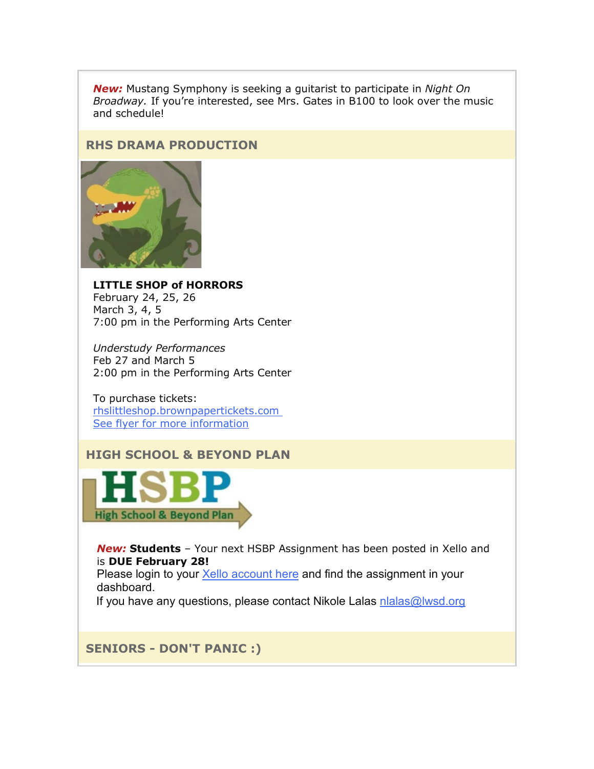***New:*** Mustang Symphony is seeking a guitarist to participate in *Night On Broadway.* If you're interested, see Mrs. Gates in B100 to look over the music and schedule!

## RHS DRAMA PRODUCTION

**LITTLE SHOP of HORRORS**
February 24, 25, 26
March 3, 4, 5
7:00 pm in the Performing Arts Center

*Understudy Performances*
Feb 27 and March 5
2:00 pm in the Performing Arts Center

To purchase tickets:
rhslittleshop.brownpapertickets.com
See flyer for more information

## HIGH SCHOOL & BEYOND PLAN

***New:*** **Students** – Your next HSBP Assignment has been posted in Xello and is **DUE February 28!**
Please login to your Xello account here and find the assignment in your dashboard.
If you have any questions, please contact Nikole Lalas nlalas@lwsd.org

## SENIORS - DON'T PANIC :)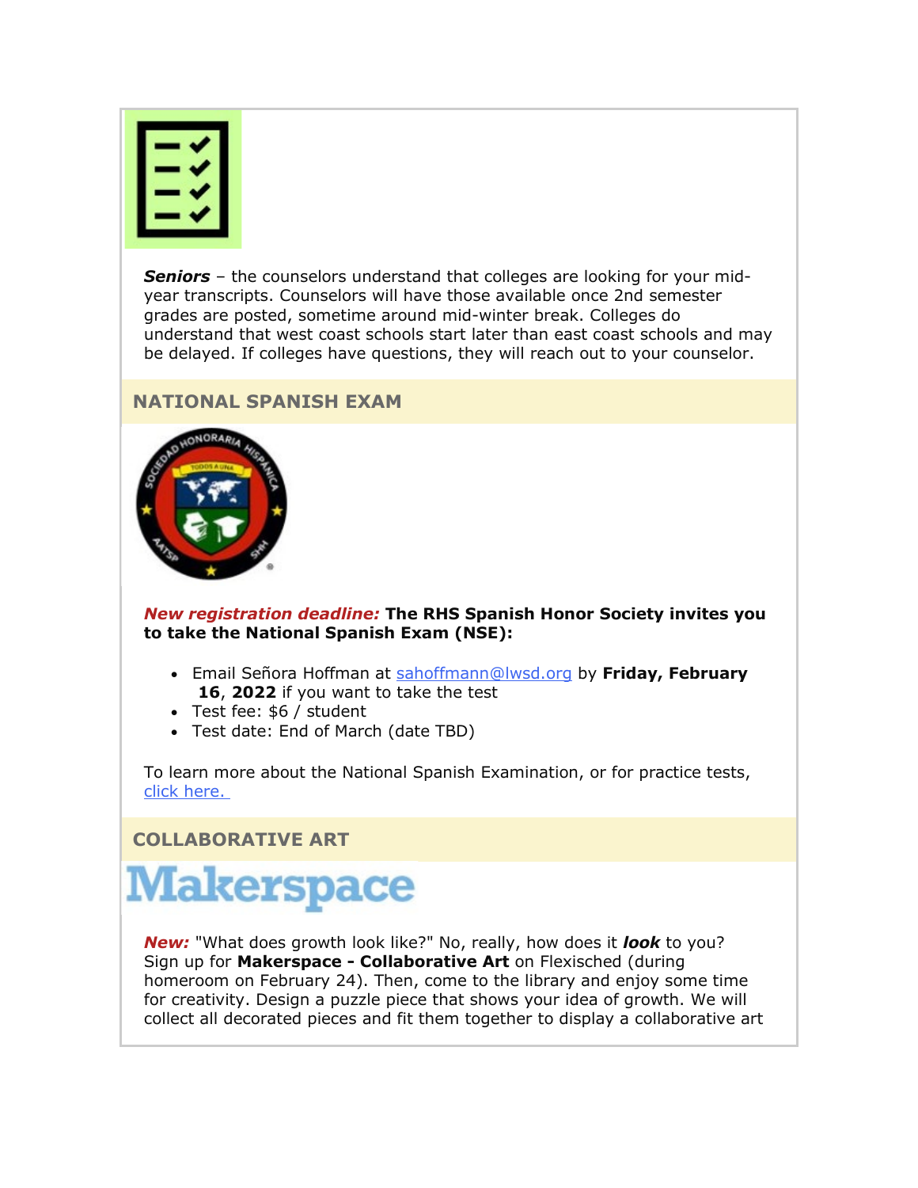***Seniors*** – the counselors understand that colleges are looking for your mid-year transcripts. Counselors will have those available once 2nd semester grades are posted, sometime around mid-winter break. Colleges do understand that west coast schools start later than east coast schools and may be delayed. If colleges have questions, they will reach out to your counselor.

## NATIONAL SPANISH EXAM

***New registration deadline:*** **The RHS Spanish Honor Society invites you to take the National Spanish Exam (NSE):**

- Email Señora Hoffman at [sahoffmann@lwsd.org](mailto:sahoffmann@lwsd.org) by **Friday, February 16, 2022** if you want to take the test
- Test fee: $6 / student
- Test date: End of March (date TBD)

To learn more about the National Spanish Examination, or for practice tests, [click here.](#)

## COLLABORATIVE ART

Makerspace

***New:*** "What does growth look like?" No, really, how does it ***look*** to you? Sign up for **Makerspace - Collaborative Art** on Flexisched (during homeroom on February 24). Then, come to the library and enjoy some time for creativity. Design a puzzle piece that shows your idea of growth. We will collect all decorated pieces and fit them together to display a collaborative art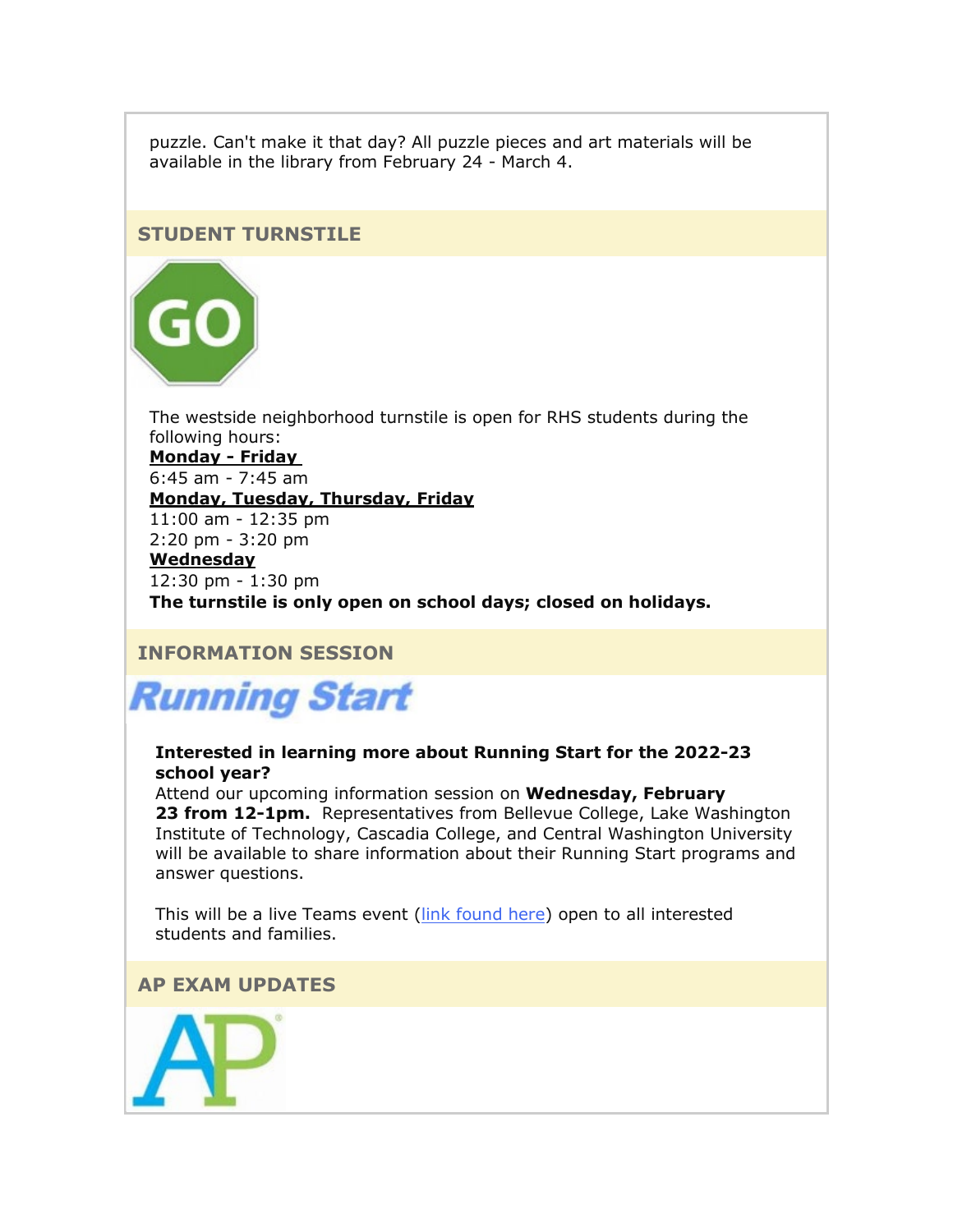puzzle. Can't make it that day? All puzzle pieces and art materials will be available in the library from February 24 - March 4.

## STUDENT TURNSTILE

The westside neighborhood turnstile is open for RHS students during the following hours:

**Monday - Friday**
6:45 am - 7:45 am

**Monday, Tuesday, Thursday, Friday**
11:00 am - 12:35 pm
2:20 pm - 3:20 pm

**Wednesday**
12:30 pm - 1:30 pm

**The turnstile is only open on school days; closed on holidays.**

## INFORMATION SESSION

Running Start

**Interested in learning more about Running Start for the 2022-23 school year?**

Attend our upcoming information session on **Wednesday, February 23 from 12-1pm.** Representatives from Bellevue College, Lake Washington Institute of Technology, Cascadia College, and Central Washington University will be available to share information about their Running Start programs and answer questions.

This will be a live Teams event (link found here) open to all interested students and families.

## AP EXAM UPDATES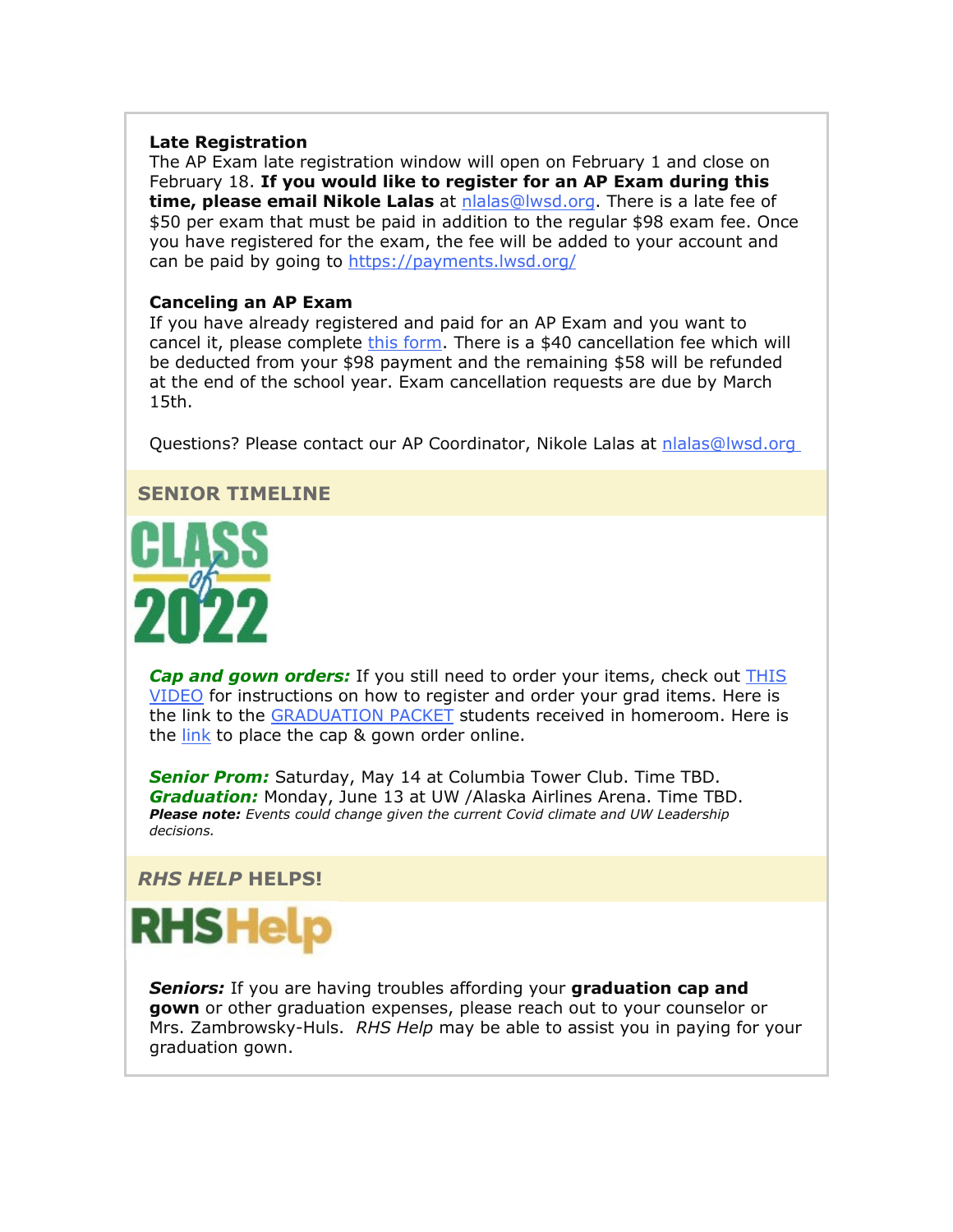**Late Registration**
The AP Exam late registration window will open on February 1 and close on February 18. **If you would like to register for an AP Exam during this time, please email Nikole Lalas** at nlalas@lwsd.org. There is a late fee of $50 per exam that must be paid in addition to the regular $98 exam fee. Once you have registered for the exam, the fee will be added to your account and can be paid by going to https://payments.lwsd.org/

**Canceling an AP Exam**
If you have already registered and paid for an AP Exam and you want to cancel it, please complete this form. There is a $40 cancellation fee which will be deducted from your $98 payment and the remaining $58 will be refunded at the end of the school year. Exam cancellation requests are due by March 15th.

Questions? Please contact our AP Coordinator, Nikole Lalas at nlalas@lwsd.org

## SENIOR TIMELINE

CLASS of 2022

***Cap and gown orders:*** If you still need to order your items, check out THIS VIDEO for instructions on how to register and order your grad items. Here is the link to the GRADUATION PACKET students received in homeroom. Here is the link to place the cap & gown order online.

***Senior Prom:*** Saturday, May 14 at Columbia Tower Club. Time TBD.
***Graduation:*** Monday, June 13 at UW /Alaska Airlines Arena. Time TBD.
***Please note:*** *Events could change given the current Covid climate and UW Leadership decisions.*

## *RHS HELP* HELPS!

RHSHelp

***Seniors:*** If you are having troubles affording your **graduation cap and gown** or other graduation expenses, please reach out to your counselor or Mrs. Zambrowsky-Huls. *RHS Help* may be able to assist you in paying for your graduation gown.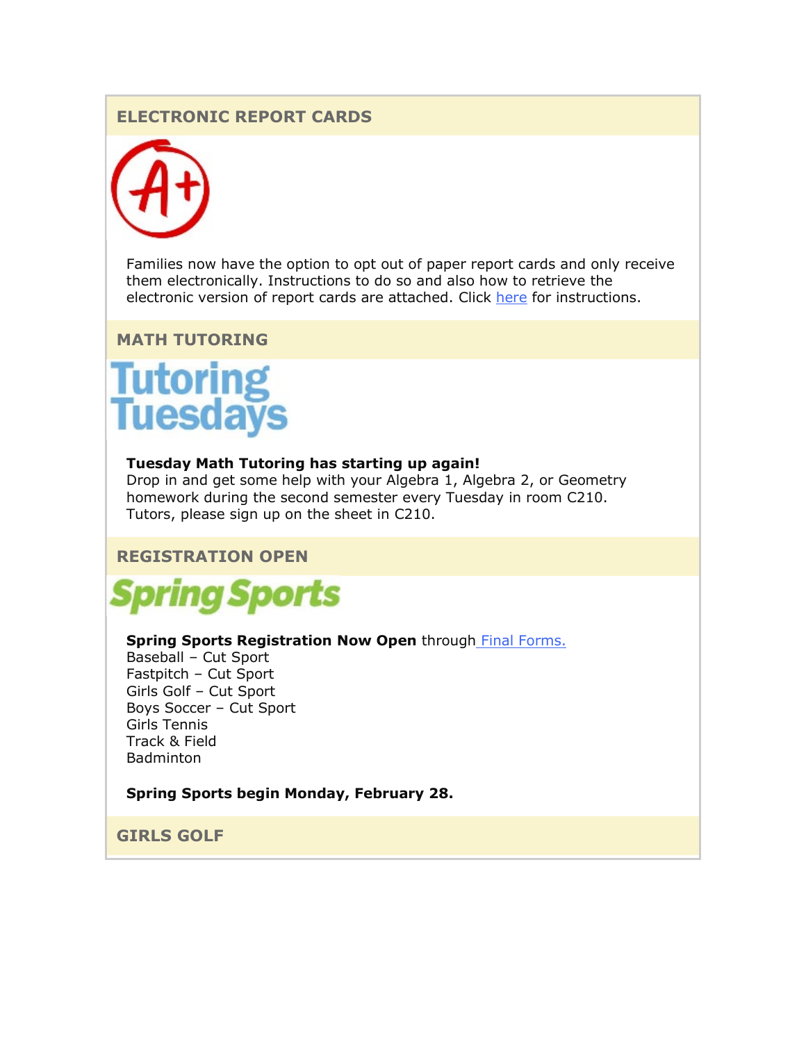## ELECTRONIC REPORT CARDS

Families now have the option to opt out of paper report cards and only receive them electronically. Instructions to do so and also how to retrieve the electronic version of report cards are attached. Click here for instructions.

## MATH TUTORING

**Tuesday Math Tutoring has starting up again!**
Drop in and get some help with your Algebra 1, Algebra 2, or Geometry homework during the second semester every Tuesday in room C210.
Tutors, please sign up on the sheet in C210.

## REGISTRATION OPEN

**Spring Sports Registration Now Open** through Final Forms.
Baseball – Cut Sport
Fastpitch – Cut Sport
Girls Golf – Cut Sport
Boys Soccer – Cut Sport
Girls Tennis
Track & Field
Badminton

**Spring Sports begin Monday, February 28.**

## GIRLS GOLF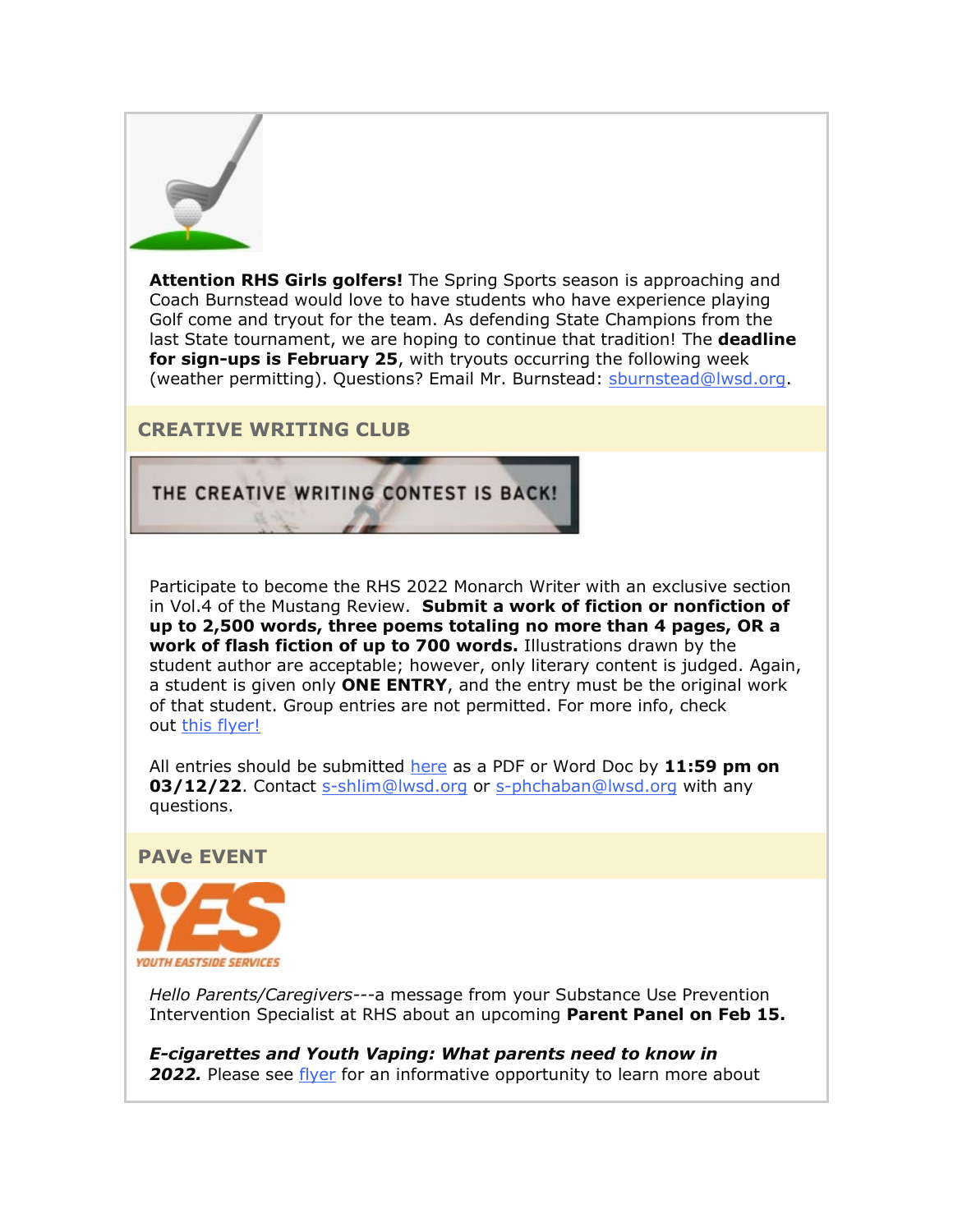**Attention RHS Girls golfers!** The Spring Sports season is approaching and Coach Burnstead would love to have students who have experience playing Golf come and tryout for the team. As defending State Champions from the last State tournament, we are hoping to continue that tradition! The **deadline for sign-ups is February 25**, with tryouts occurring the following week (weather permitting). Questions? Email Mr. Burnstead: sburnstead@lwsd.org.

## CREATIVE WRITING CLUB

THE CREATIVE WRITING CONTEST IS BACK!

Participate to become the RHS 2022 Monarch Writer with an exclusive section in Vol.4 of the Mustang Review. **Submit a work of fiction or nonfiction of up to 2,500 words, three poems totaling no more than 4 pages, OR a work of flash fiction of up to 700 words.** Illustrations drawn by the student author are acceptable; however, only literary content is judged. Again, a student is given only **ONE ENTRY**, and the entry must be the original work of that student. Group entries are not permitted. For more info, check out this flyer!

All entries should be submitted here as a PDF or Word Doc by **11:59 pm on 03/12/22**. Contact s-shlim@lwsd.org or s-phchaban@lwsd.org with any questions.

## PAVe EVENT

YES YOUTH EASTSIDE SERVICES

*Hello Parents/Caregivers*---a message from your Substance Use Prevention Intervention Specialist at RHS about an upcoming **Parent Panel on Feb 15.**

***E-cigarettes and Youth Vaping: What parents need to know in 2022.*** Please see flyer for an informative opportunity to learn more about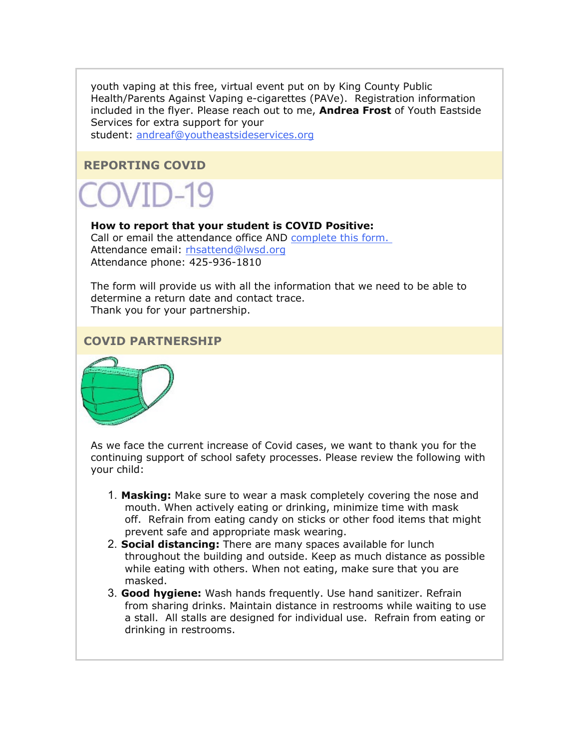youth vaping at this free, virtual event put on by King County Public Health/Parents Against Vaping e-cigarettes (PAVe). Registration information included in the flyer. Please reach out to me, **Andrea Frost** of Youth Eastside Services for extra support for your student: andreaf@youtheastsideservices.org

## REPORTING COVID

COVID-19

**How to report that your student is COVID Positive:**
Call or email the attendance office AND complete this form.
Attendance email: rhsattend@lwsd.org
Attendance phone: 425-936-1810

The form will provide us with all the information that we need to be able to determine a return date and contact trace.
Thank you for your partnership.

## COVID PARTNERSHIP

As we face the current increase of Covid cases, we want to thank you for the continuing support of school safety processes. Please review the following with your child:

1. **Masking:** Make sure to wear a mask completely covering the nose and mouth. When actively eating or drinking, minimize time with mask off. Refrain from eating candy on sticks or other food items that might prevent safe and appropriate mask wearing.
2. **Social distancing:** There are many spaces available for lunch throughout the building and outside. Keep as much distance as possible while eating with others. When not eating, make sure that you are masked.
3. **Good hygiene:** Wash hands frequently. Use hand sanitizer. Refrain from sharing drinks. Maintain distance in restrooms while waiting to use a stall. All stalls are designed for individual use. Refrain from eating or drinking in restrooms.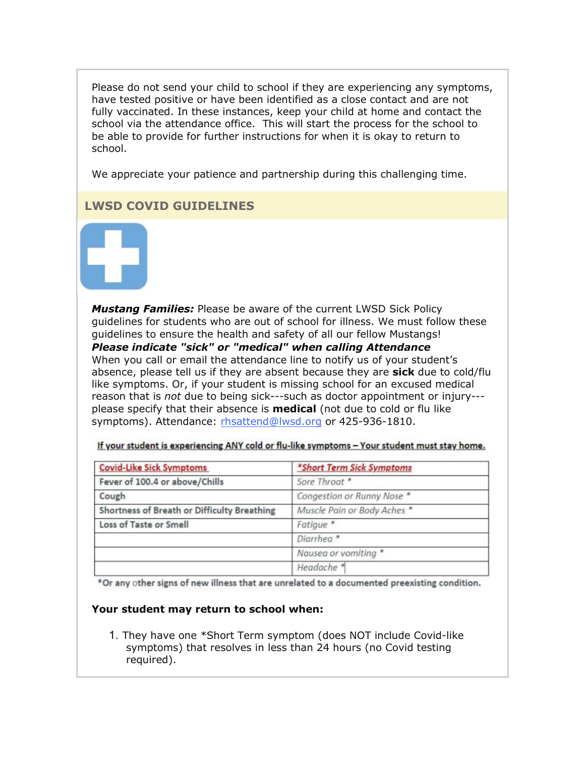Please do not send your child to school if they are experiencing any symptoms, have tested positive or have been identified as a close contact and are not fully vaccinated. In these instances, keep your child at home and contact the school via the attendance office. This will start the process for the school to be able to provide for further instructions for when it is okay to return to school.

We appreciate your patience and partnership during this challenging time.

## LWSD COVID GUIDELINES

***Mustang Families:*** Please be aware of the current LWSD Sick Policy guidelines for students who are out of school for illness. We must follow these guidelines to ensure the health and safety of all our fellow Mustangs!

***Please indicate "sick" or "medical" when calling Attendance***

When you call or email the attendance line to notify us of your student's absence, please tell us if they are absent because they are **sick** due to cold/flu like symptoms. Or, if your student is missing school for an excused medical reason that is *not* due to being sick---such as doctor appointment or injury---please specify that their absence is **medical** (not due to cold or flu like symptoms). Attendance: rhsattend@lwsd.org or 425-936-1810.

**If your student is experiencing ANY cold or flu-like symptoms – Your student must stay home.**

| Covid-Like Sick Symptoms | *Short Term Sick Symptoms |
|---|---|
| Fever of 100.4 or above/Chills | *Sore Throat* * |
| Cough | *Congestion or Runny Nose* * |
| Shortness of Breath or Difficulty Breathing | *Muscle Pain or Body Aches* * |
| Loss of Taste or Smell | *Fatigue* * |
| | *Diarrhea* * |
| | *Nausea or vomiting* * |
| | *Headache* * |

*Or any other signs of new illness that are unrelated to a documented preexisting condition.

**Your student may return to school when:**

1. They have one *Short Term symptom (does NOT include Covid-like symptoms) that resolves in less than 24 hours (no Covid testing required).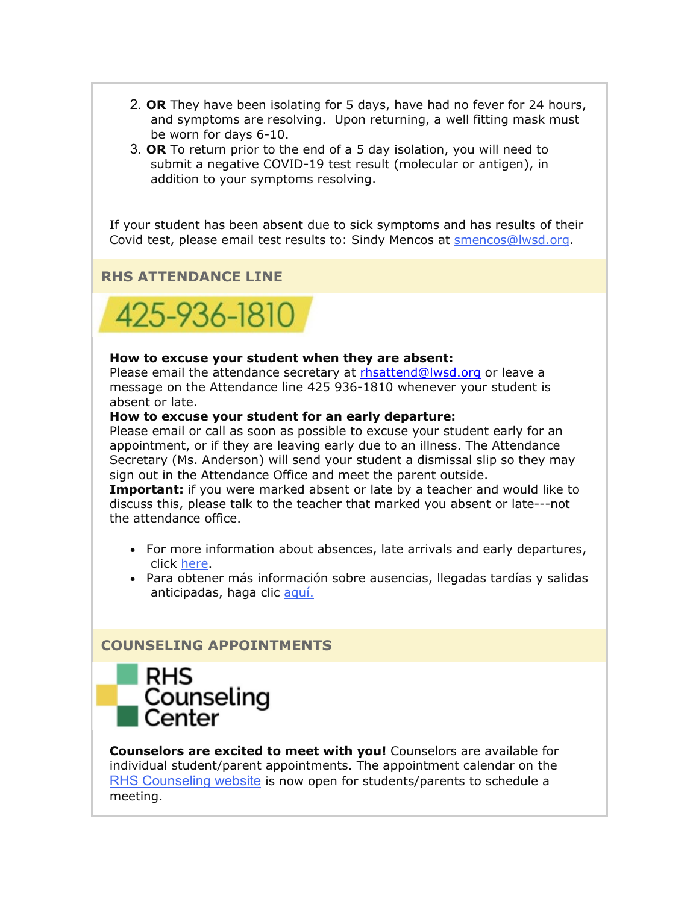2. **OR** They have been isolating for 5 days, have had no fever for 24 hours, and symptoms are resolving. Upon returning, a well fitting mask must be worn for days 6-10.
3. **OR** To return prior to the end of a 5 day isolation, you will need to submit a negative COVID-19 test result (molecular or antigen), in addition to your symptoms resolving.

If your student has been absent due to sick symptoms and has results of their Covid test, please email test results to: Sindy Mencos at smencos@lwsd.org.

## RHS ATTENDANCE LINE

425-936-1810

**How to excuse your student when they are absent:**
Please email the attendance secretary at rhsattend@lwsd.org or leave a message on the Attendance line 425 936-1810 whenever your student is absent or late.

**How to excuse your student for an early departure:**
Please email or call as soon as possible to excuse your student early for an appointment, or if they are leaving early due to an illness. The Attendance Secretary (Ms. Anderson) will send your student a dismissal slip so they may sign out in the Attendance Office and meet the parent outside.

**Important:** if you were marked absent or late by a teacher and would like to discuss this, please talk to the teacher that marked you absent or late---not the attendance office.

- For more information about absences, late arrivals and early departures, click here.
- Para obtener más información sobre ausencias, llegadas tardías y salidas anticipadas, haga clic aquí.

## COUNSELING APPOINTMENTS

RHS Counseling Center

**Counselors are excited to meet with you!** Counselors are available for individual student/parent appointments. The appointment calendar on the RHS Counseling website is now open for students/parents to schedule a meeting.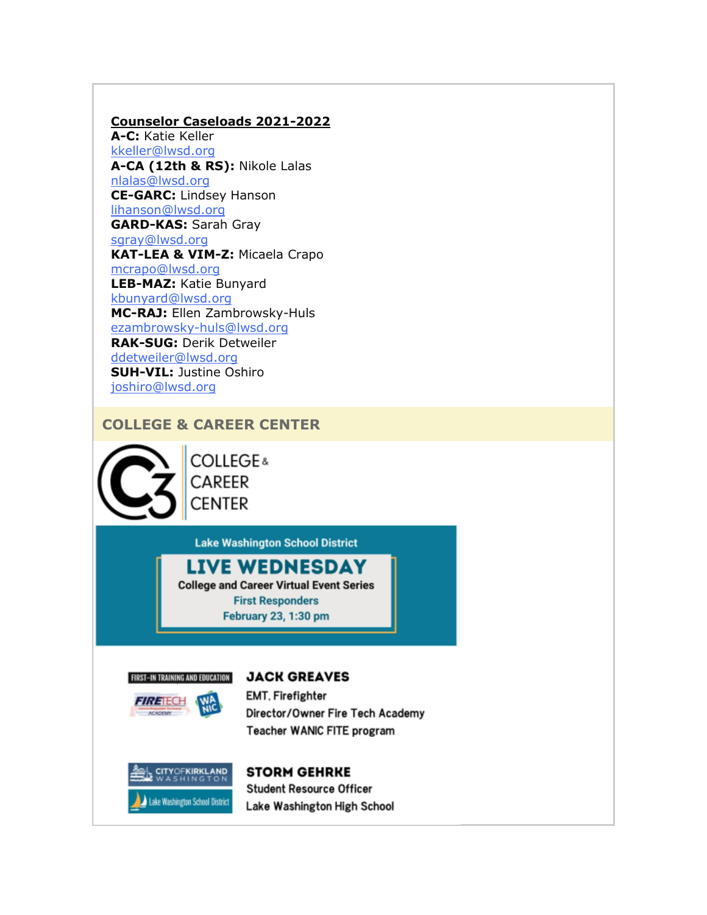**Counselor Caseloads 2021-2022**

**A-C:** Katie Keller
kkeller@lwsd.org

**A-CA (12th & RS):** Nikole Lalas
nlalas@lwsd.org

**CE-GARC:** Lindsey Hanson
lihanson@lwsd.org

**GARD-KAS:** Sarah Gray
sgray@lwsd.org

**KAT-LEA & VIM-Z:** Micaela Crapo
mcrapo@lwsd.org

**LEB-MAZ:** Katie Bunyard
kbunyard@lwsd.org

**MC-RAJ:** Ellen Zambrowsky-Huls
ezambrowsky-huls@lwsd.org

**RAK-SUG:** Derik Detweiler
ddetweiler@lwsd.org

**SUH-VIL:** Justine Oshiro
joshiro@lwsd.org

## COLLEGE & CAREER CENTER

C3 COLLEGE & CAREER CENTER

Lake Washington School District

**LIVE WEDNESDAY**

College and Career Virtual Event Series

First Responders

February 23, 1:30 pm

FIRST-IN TRAINING AND EDUCATION | FIRETECH ACADEMY | WANIC

**JACK GREAVES**
EMT, Firefighter
Director/Owner Fire Tech Academy
Teacher WANIC FITE program

CITY OF KIRKLAND WASHINGTON | Lake Washington School District

**STORM GEHRKE**
Student Resource Officer
Lake Washington High School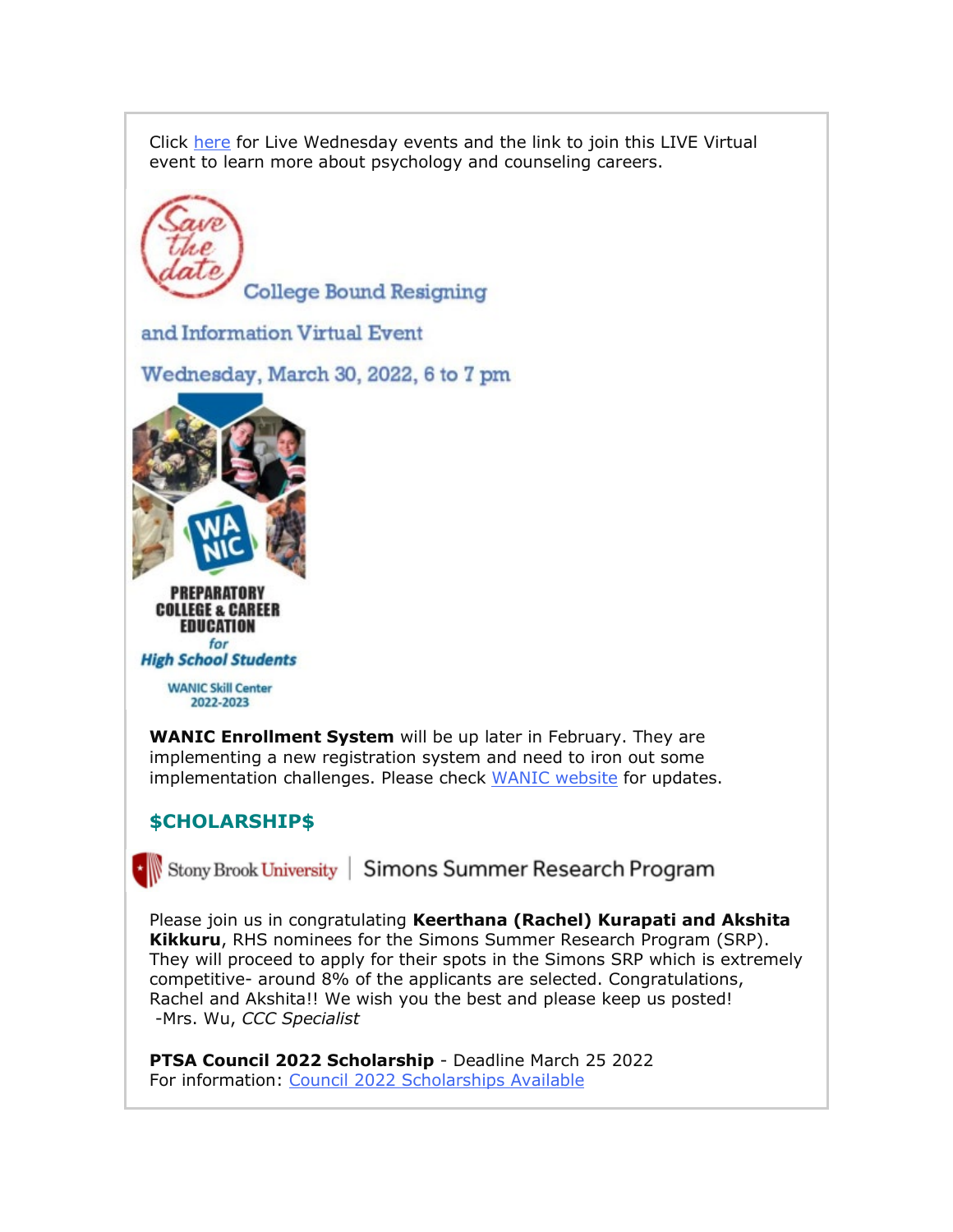Click here for Live Wednesday events and the link to join this LIVE Virtual event to learn more about psychology and counseling careers.

Save the date

College Bound Resigning and Information Virtual Event

Wednesday, March 30, 2022, 6 to 7 pm

WANIC

PREPARATORY COLLEGE & CAREER EDUCATION for High School Students

WANIC Skill Center 2022-2023

**WANIC Enrollment System** will be up later in February. They are implementing a new registration system and need to iron out some implementation challenges. Please check WANIC website for updates.

### $CHOLARSHIP$

Stony Brook University | Simons Summer Research Program

Please join us in congratulating **Keerthana (Rachel) Kurapati and Akshita Kikkuru**, RHS nominees for the Simons Summer Research Program (SRP). They will proceed to apply for their spots in the Simons SRP which is extremely competitive- around 8% of the applicants are selected. Congratulations, Rachel and Akshita!! We wish you the best and please keep us posted!
-Mrs. Wu, *CCC Specialist*

**PTSA Council 2022 Scholarship** - Deadline March 25 2022
For information: Council 2022 Scholarships Available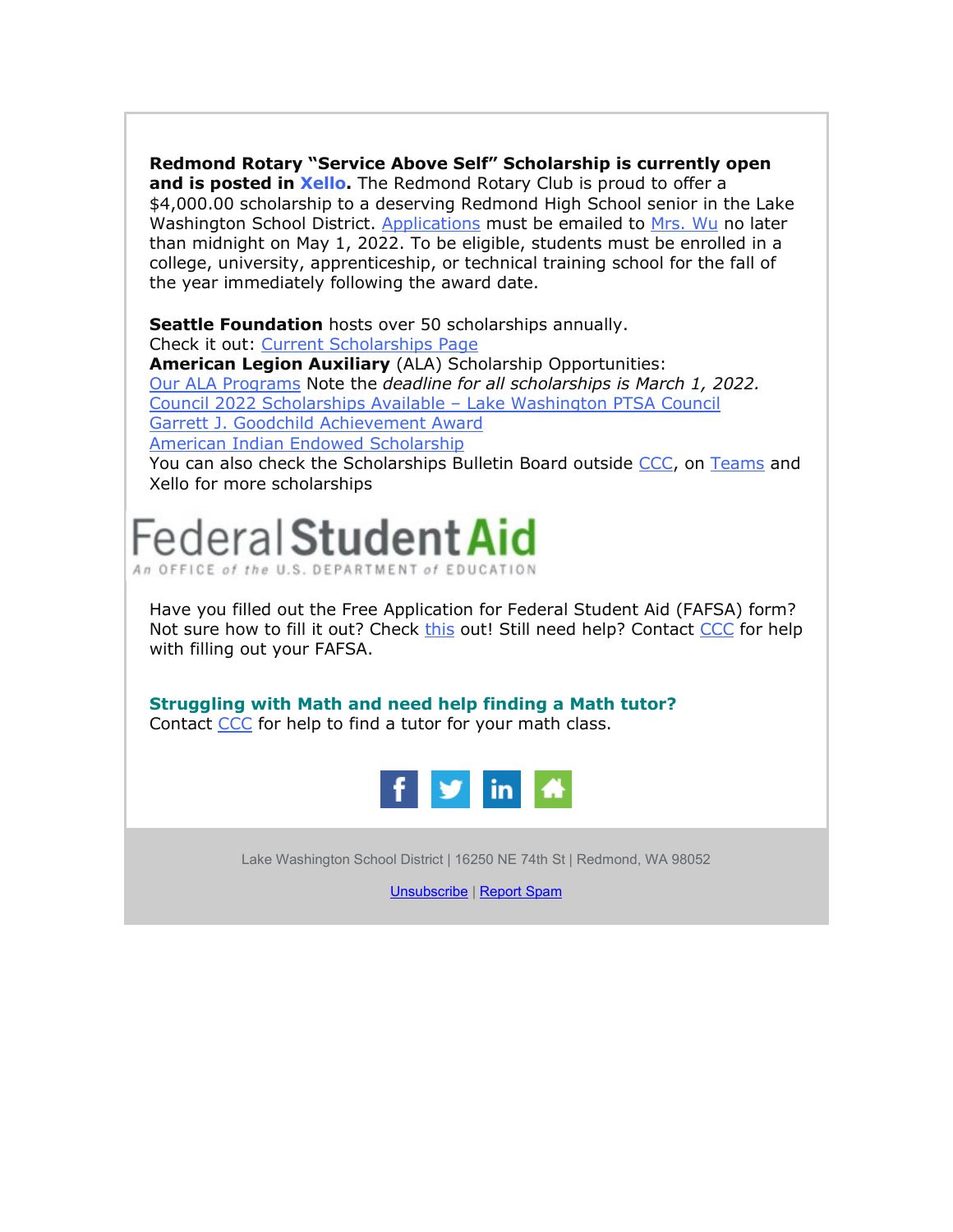**Redmond Rotary "Service Above Self" Scholarship is currently open and is posted in Xello.** The Redmond Rotary Club is proud to offer a $4,000.00 scholarship to a deserving Redmond High School senior in the Lake Washington School District. Applications must be emailed to Mrs. Wu no later than midnight on May 1, 2022. To be eligible, students must be enrolled in a college, university, apprenticeship, or technical training school for the fall of the year immediately following the award date.

**Seattle Foundation** hosts over 50 scholarships annually.
Check it out: Current Scholarships Page
**American Legion Auxiliary** (ALA) Scholarship Opportunities:
Our ALA Programs Note the *deadline for all scholarships is March 1, 2022.*
Council 2022 Scholarships Available – Lake Washington PTSA Council
Garrett J. Goodchild Achievement Award
American Indian Endowed Scholarship
You can also check the Scholarships Bulletin Board outside CCC, on Teams and Xello for more scholarships

Federal Student Aid
An OFFICE of the U.S. DEPARTMENT of EDUCATION

Have you filled out the Free Application for Federal Student Aid (FAFSA) form? Not sure how to fill it out? Check this out! Still need help? Contact CCC for help with filling out your FAFSA.

**Struggling with Math and need help finding a Math tutor?**
Contact CCC for help to find a tutor for your math class.

Lake Washington School District | 16250 NE 74th St | Redmond, WA 98052

Unsubscribe | Report Spam